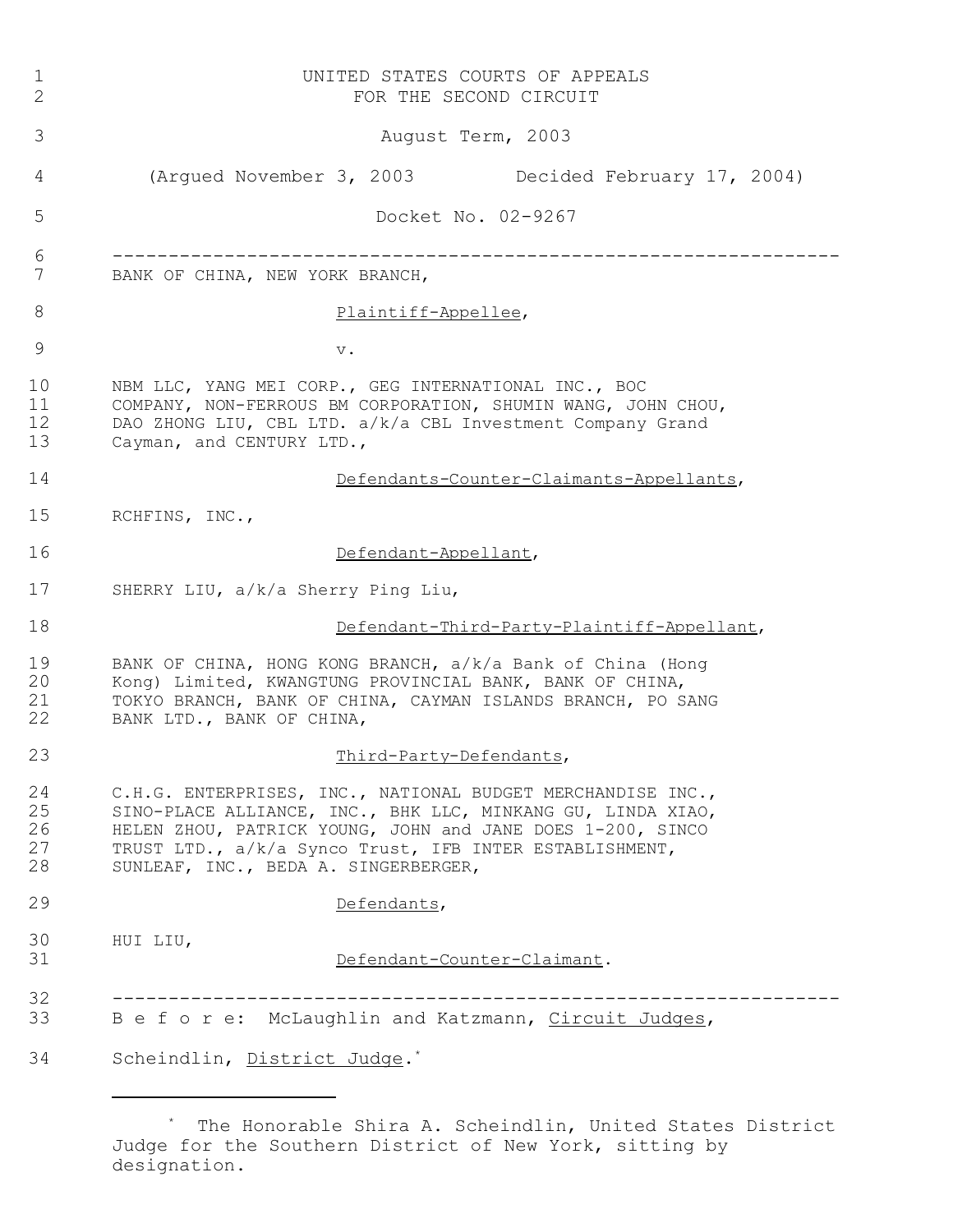UNITED STATES COURTS OF APPEALS
FOR THE SECOND CIRCUIT

August Term, 2003

(Argued November 3, 2003 Decided February 17, 2004)

Docket No. 02-9267

---

BANK OF CHINA, NEW YORK BRANCH,

Plaintiff-Appellee,

v.

NBM LLC, YANG MEI CORP., GEG INTERNATIONAL INC., BOC COMPANY, NON-FERROUS BM CORPORATION, SHUMIN WANG, JOHN CHOU, DAO ZHONG LIU, CBL LTD. a/k/a CBL Investment Company Grand Cayman, and CENTURY LTD.,

Defendants-Counter-Claimants-Appellants,

RCHFINS, INC.,

Defendant-Appellant,

SHERRY LIU, a/k/a Sherry Ping Liu,

Defendant-Third-Party-Plaintiff-Appellant,

BANK OF CHINA, HONG KONG BRANCH, a/k/a Bank of China (Hong Kong) Limited, KWANGTUNG PROVINCIAL BANK, BANK OF CHINA, TOKYO BRANCH, BANK OF CHINA, CAYMAN ISLANDS BRANCH, PO SANG BANK LTD., BANK OF CHINA,

Third-Party-Defendants,

C.H.G. ENTERPRISES, INC., NATIONAL BUDGET MERCHANDISE INC., SINO-PLACE ALLIANCE, INC., BHK LLC, MINKANG GU, LINDA XIAO, HELEN ZHOU, PATRICK YOUNG, JOHN and JANE DOES 1-200, SINCO TRUST LTD., a/k/a Synco Trust, IFB INTER ESTABLISHMENT, SUNLEAF, INC., BEDA A. SINGERBERGER,

Defendants,

HUI LIU,

Defendant-Counter-Claimant.

---

B e f o r e: McLaughlin and Katzmann, Circuit Judges,

Scheindlin, District Judge.*

---

\* The Honorable Shira A. Scheindlin, United States District Judge for the Southern District of New York, sitting by designation.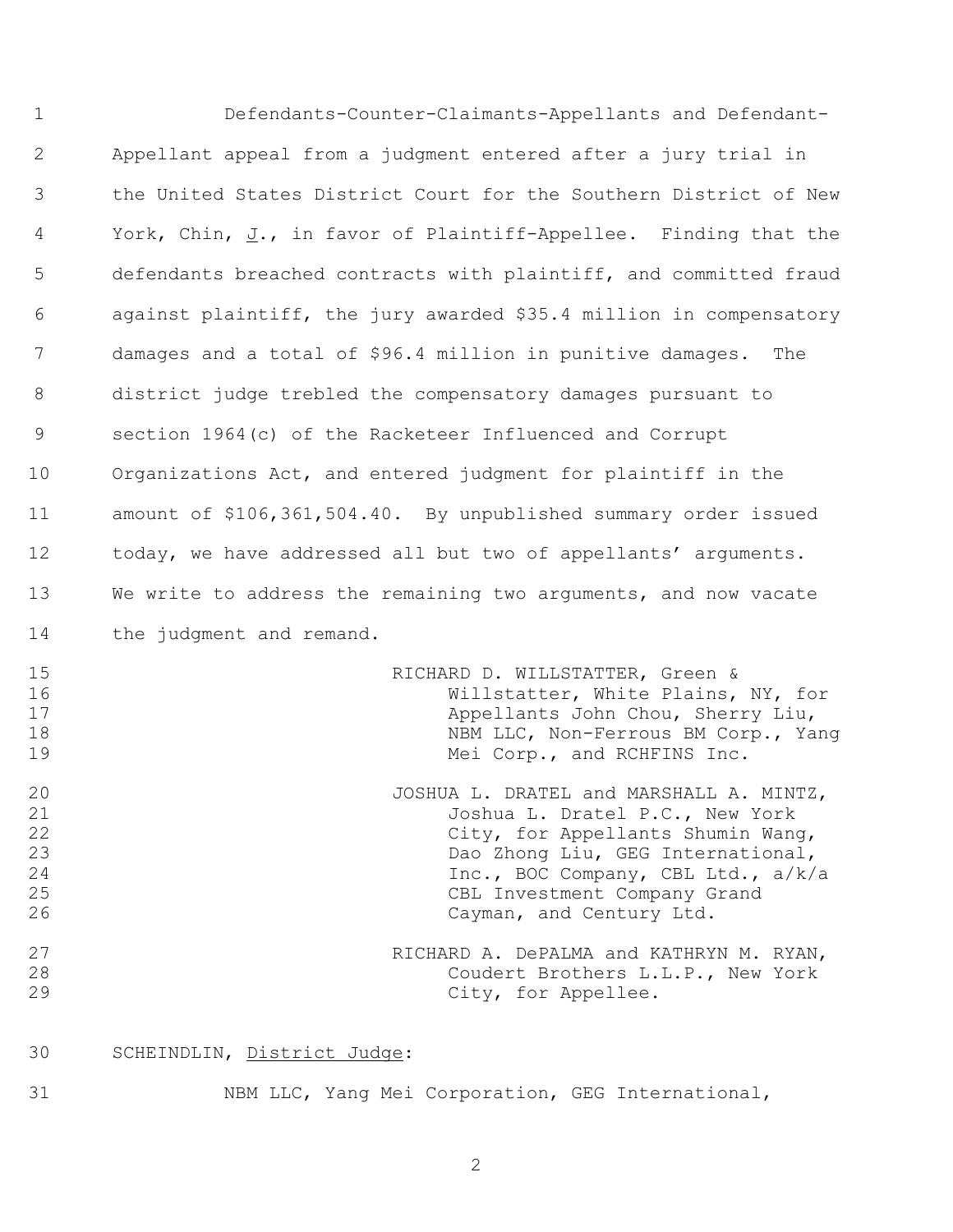Defendants-Counter-Claimants-Appellants and Defendant-Appellant appeal from a judgment entered after a jury trial in the United States District Court for the Southern District of New York, Chin, _J_., in favor of Plaintiff-Appellee. Finding that the defendants breached contracts with plaintiff, and committed fraud against plaintiff, the jury awarded $35.4 million in compensatory damages and a total of $96.4 million in punitive damages. The district judge trebled the compensatory damages pursuant to section 1964(c) of the Racketeer Influenced and Corrupt Organizations Act, and entered judgment for plaintiff in the amount of $106,361,504.40. By unpublished summary order issued today, we have addressed all but two of appellants' arguments. We write to address the remaining two arguments, and now vacate the judgment and remand.

RICHARD D. WILLSTATTER, Green & Willstatter, White Plains, NY, for Appellants John Chou, Sherry Liu, NBM LLC, Non-Ferrous BM Corp., Yang Mei Corp., and RCHFINS Inc.

JOSHUA L. DRATEL and MARSHALL A. MINTZ, Joshua L. Dratel P.C., New York City, for Appellants Shumin Wang, Dao Zhong Liu, GEG International, Inc., BOC Company, CBL Ltd., a/k/a CBL Investment Company Grand Cayman, and Century Ltd.

RICHARD A. DePALMA and KATHRYN M. RYAN, Coudert Brothers L.L.P., New York City, for Appellee.

SCHEINDLIN, District Judge:

NBM LLC, Yang Mei Corporation, GEG International,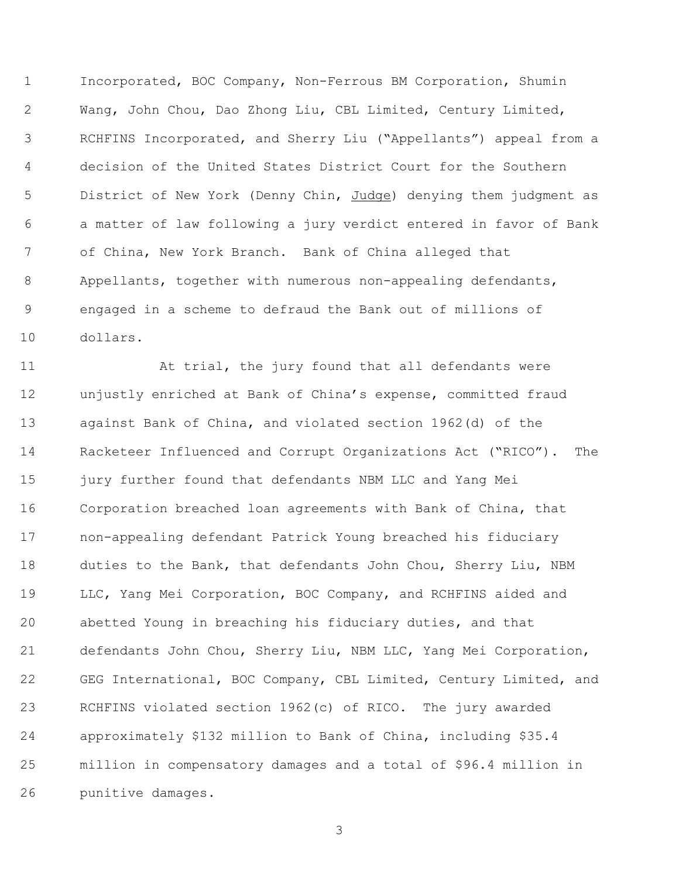Incorporated, BOC Company, Non-Ferrous BM Corporation, Shumin Wang, John Chou, Dao Zhong Liu, CBL Limited, Century Limited, RCHFINS Incorporated, and Sherry Liu ("Appellants") appeal from a decision of the United States District Court for the Southern District of New York (Denny Chin, Judge) denying them judgment as a matter of law following a jury verdict entered in favor of Bank of China, New York Branch. Bank of China alleged that Appellants, together with numerous non-appealing defendants, engaged in a scheme to defraud the Bank out of millions of dollars.

At trial, the jury found that all defendants were unjustly enriched at Bank of China's expense, committed fraud against Bank of China, and violated section 1962(d) of the Racketeer Influenced and Corrupt Organizations Act ("RICO"). The jury further found that defendants NBM LLC and Yang Mei Corporation breached loan agreements with Bank of China, that non-appealing defendant Patrick Young breached his fiduciary duties to the Bank, that defendants John Chou, Sherry Liu, NBM LLC, Yang Mei Corporation, BOC Company, and RCHFINS aided and abetted Young in breaching his fiduciary duties, and that defendants John Chou, Sherry Liu, NBM LLC, Yang Mei Corporation, GEG International, BOC Company, CBL Limited, Century Limited, and RCHFINS violated section 1962(c) of RICO. The jury awarded approximately $132 million to Bank of China, including $35.4 million in compensatory damages and a total of $96.4 million in punitive damages.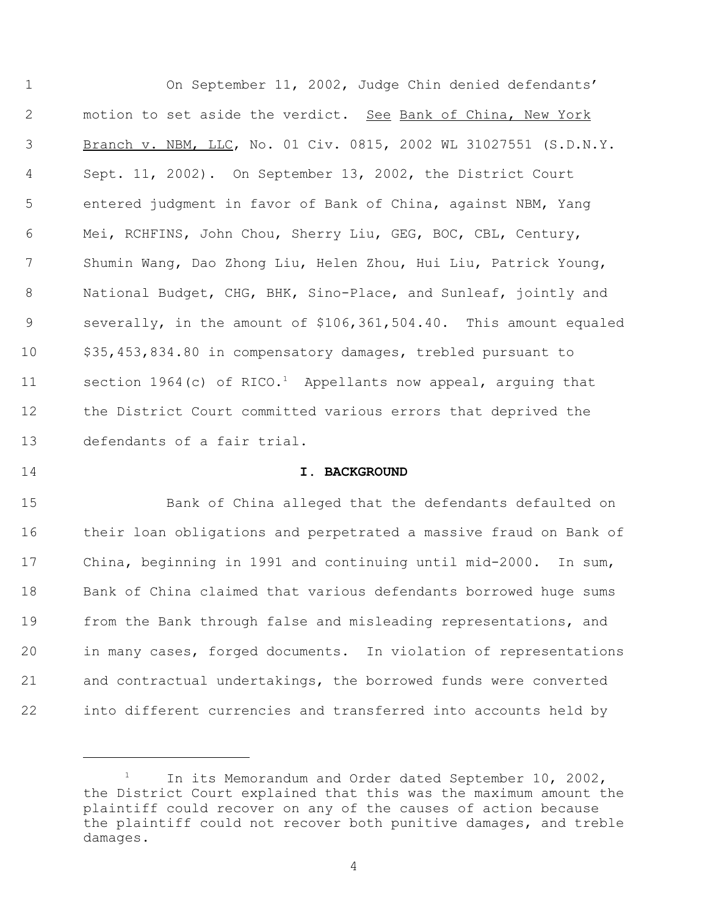On September 11, 2002, Judge Chin denied defendants' motion to set aside the verdict. See Bank of China, New York Branch v. NBM, LLC, No. 01 Civ. 0815, 2002 WL 31027551 (S.D.N.Y. Sept. 11, 2002). On September 13, 2002, the District Court entered judgment in favor of Bank of China, against NBM, Yang Mei, RCHFINS, John Chou, Sherry Liu, GEG, BOC, CBL, Century, Shumin Wang, Dao Zhong Liu, Helen Zhou, Hui Liu, Patrick Young, National Budget, CHG, BHK, Sino-Place, and Sunleaf, jointly and severally, in the amount of $106,361,504.40. This amount equaled $35,453,834.80 in compensatory damages, trebled pursuant to section 1964(c) of RICO.[1] Appellants now appeal, arguing that the District Court committed various errors that deprived the defendants of a fair trial.

## I. BACKGROUND

Bank of China alleged that the defendants defaulted on their loan obligations and perpetrated a massive fraud on Bank of China, beginning in 1991 and continuing until mid-2000. In sum, Bank of China claimed that various defendants borrowed huge sums from the Bank through false and misleading representations, and in many cases, forged documents. In violation of representations and contractual undertakings, the borrowed funds were converted into different currencies and transferred into accounts held by

[1] In its Memorandum and Order dated September 10, 2002, the District Court explained that this was the maximum amount the plaintiff could recover on any of the causes of action because the plaintiff could not recover both punitive damages, and treble damages.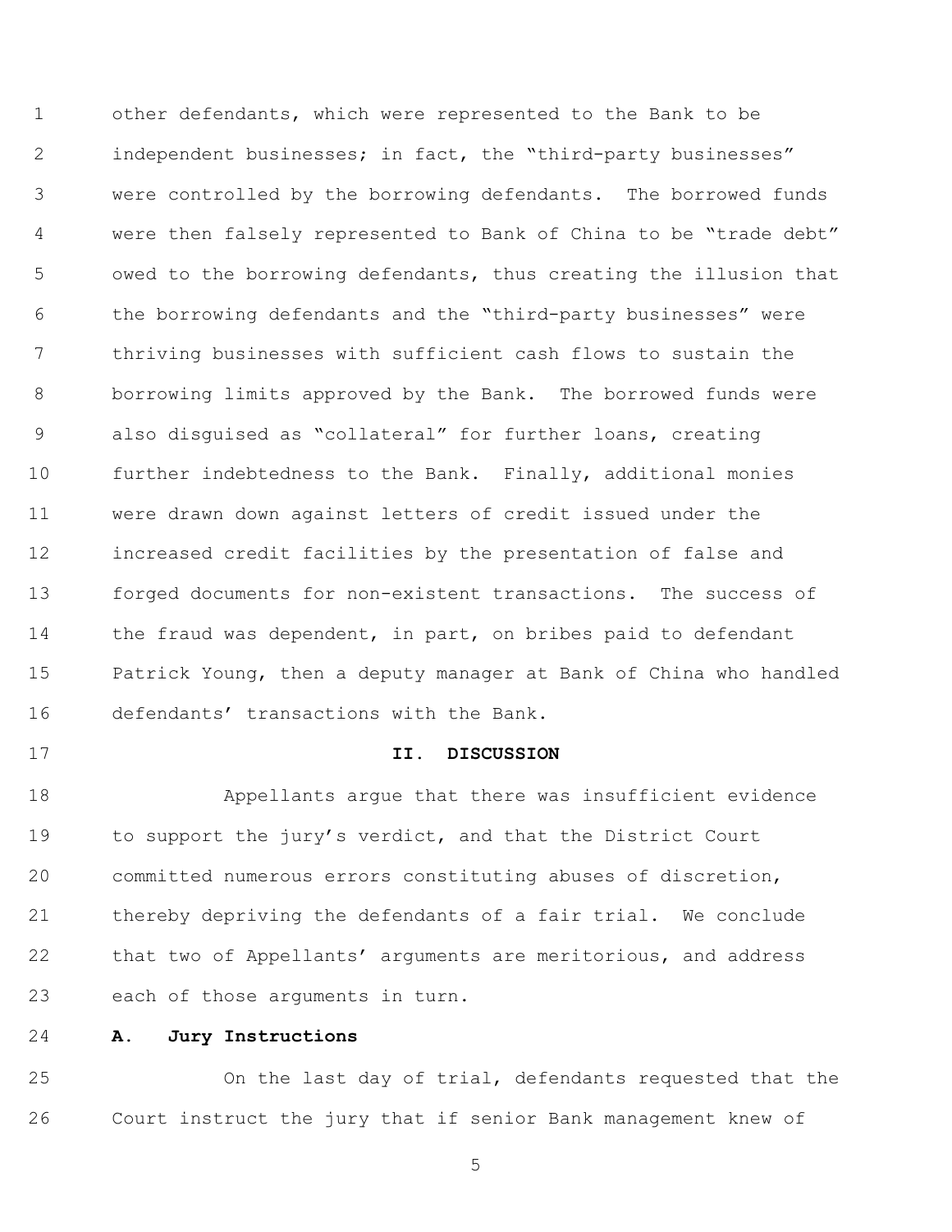other defendants, which were represented to the Bank to be independent businesses; in fact, the "third-party businesses" were controlled by the borrowing defendants. The borrowed funds were then falsely represented to Bank of China to be "trade debt" owed to the borrowing defendants, thus creating the illusion that the borrowing defendants and the "third-party businesses" were thriving businesses with sufficient cash flows to sustain the borrowing limits approved by the Bank. The borrowed funds were also disguised as "collateral" for further loans, creating further indebtedness to the Bank. Finally, additional monies were drawn down against letters of credit issued under the increased credit facilities by the presentation of false and forged documents for non-existent transactions. The success of the fraud was dependent, in part, on bribes paid to defendant Patrick Young, then a deputy manager at Bank of China who handled defendants' transactions with the Bank.

## II. DISCUSSION

Appellants argue that there was insufficient evidence to support the jury's verdict, and that the District Court committed numerous errors constituting abuses of discretion, thereby depriving the defendants of a fair trial. We conclude that two of Appellants' arguments are meritorious, and address each of those arguments in turn.

### A. Jury Instructions

On the last day of trial, defendants requested that the Court instruct the jury that if senior Bank management knew of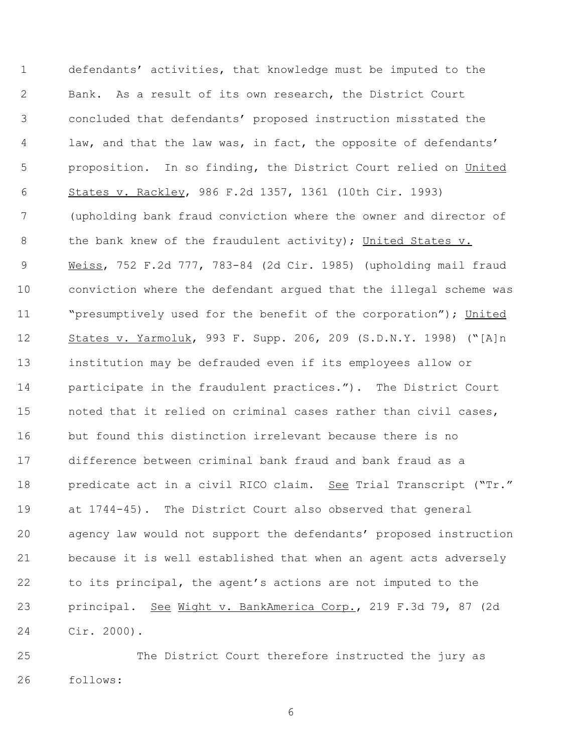defendants' activities, that knowledge must be imputed to the Bank. As a result of its own research, the District Court concluded that defendants' proposed instruction misstated the law, and that the law was, in fact, the opposite of defendants' proposition. In so finding, the District Court relied on United States v. Rackley, 986 F.2d 1357, 1361 (10th Cir. 1993) (upholding bank fraud conviction where the owner and director of the bank knew of the fraudulent activity); United States v. Weiss, 752 F.2d 777, 783-84 (2d Cir. 1985) (upholding mail fraud conviction where the defendant argued that the illegal scheme was "presumptively used for the benefit of the corporation"); United States v. Yarmoluk, 993 F. Supp. 206, 209 (S.D.N.Y. 1998) ("[A]n institution may be defrauded even if its employees allow or participate in the fraudulent practices."). The District Court noted that it relied on criminal cases rather than civil cases, but found this distinction irrelevant because there is no difference between criminal bank fraud and bank fraud as a predicate act in a civil RICO claim. See Trial Transcript ("Tr." at 1744-45). The District Court also observed that general agency law would not support the defendants' proposed instruction because it is well established that when an agent acts adversely to its principal, the agent's actions are not imputed to the principal. See Wight v. BankAmerica Corp., 219 F.3d 79, 87 (2d Cir. 2000).

The District Court therefore instructed the jury as follows: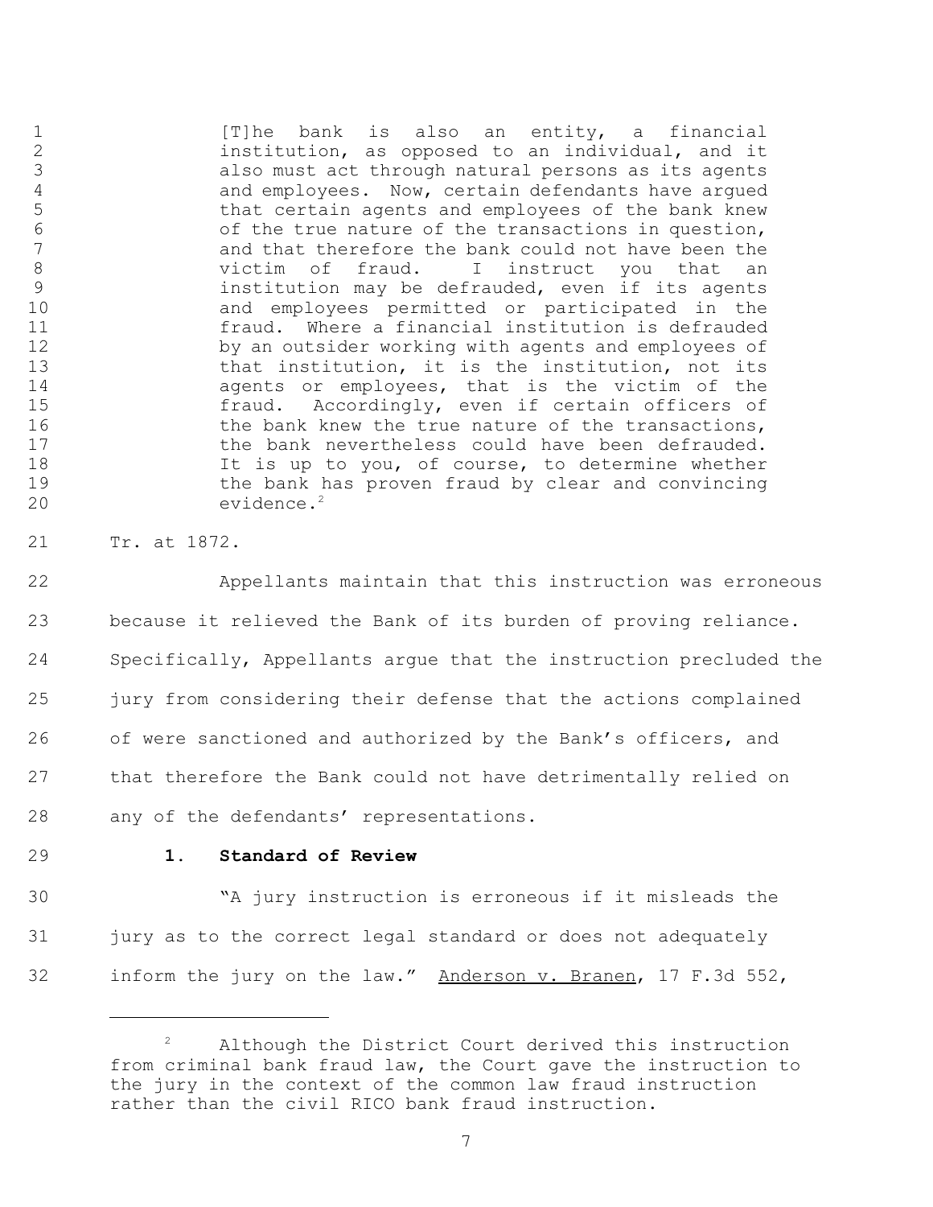> [T]he bank is also an entity, a financial institution, as opposed to an individual, and it also must act through natural persons as its agents and employees. Now, certain defendants have argued that certain agents and employees of the bank knew of the true nature of the transactions in question, and that therefore the bank could not have been the victim of fraud. I instruct you that an institution may be defrauded, even if its agents and employees permitted or participated in the fraud. Where a financial institution is defrauded by an outsider working with agents and employees of that institution, it is the institution, not its agents or employees, that is the victim of the fraud. Accordingly, even if certain officers of the bank knew the true nature of the transactions, the bank nevertheless could have been defrauded. It is up to you, of course, to determine whether the bank has proven fraud by clear and convincing evidence.[2]

Tr. at 1872.

Appellants maintain that this instruction was erroneous because it relieved the Bank of its burden of proving reliance. Specifically, Appellants argue that the instruction precluded the jury from considering their defense that the actions complained of were sanctioned and authorized by the Bank's officers, and that therefore the Bank could not have detrimentally relied on any of the defendants' representations.

### 1. Standard of Review

"A jury instruction is erroneous if it misleads the jury as to the correct legal standard or does not adequately inform the jury on the law." Anderson v. Branen, 17 F.3d 552,

---

[2] Although the District Court derived this instruction from criminal bank fraud law, the Court gave the instruction to the jury in the context of the common law fraud instruction rather than the civil RICO bank fraud instruction.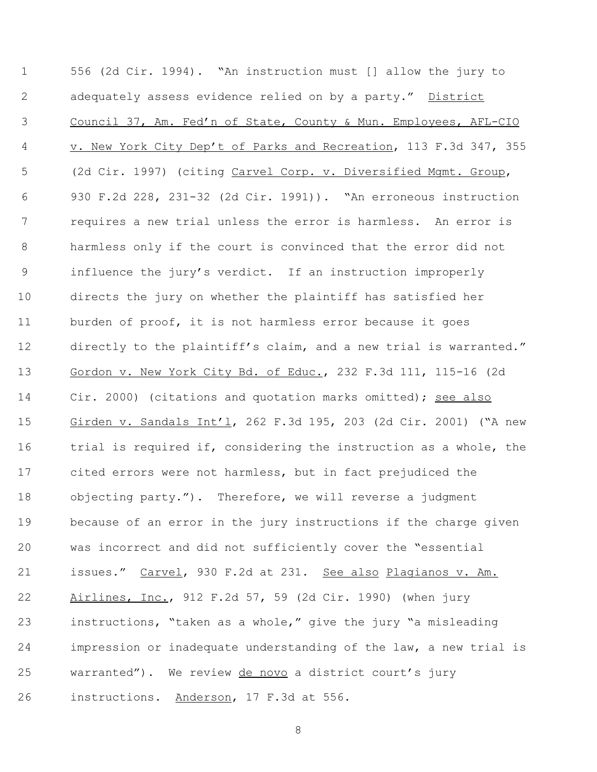556 (2d Cir. 1994). "An instruction must [] allow the jury to adequately assess evidence relied on by a party." District Council 37, Am. Fed'n of State, County & Mun. Employees, AFL-CIO v. New York City Dep't of Parks and Recreation, 113 F.3d 347, 355 (2d Cir. 1997) (citing Carvel Corp. v. Diversified Mgmt. Group, 930 F.2d 228, 231-32 (2d Cir. 1991)). "An erroneous instruction requires a new trial unless the error is harmless. An error is harmless only if the court is convinced that the error did not influence the jury's verdict. If an instruction improperly directs the jury on whether the plaintiff has satisfied her burden of proof, it is not harmless error because it goes directly to the plaintiff's claim, and a new trial is warranted." Gordon v. New York City Bd. of Educ., 232 F.3d 111, 115-16 (2d Cir. 2000) (citations and quotation marks omitted); see also Girden v. Sandals Int'l, 262 F.3d 195, 203 (2d Cir. 2001) ("A new trial is required if, considering the instruction as a whole, the cited errors were not harmless, but in fact prejudiced the objecting party."). Therefore, we will reverse a judgment because of an error in the jury instructions if the charge given was incorrect and did not sufficiently cover the "essential issues." Carvel, 930 F.2d at 231. See also Plagianos v. Am. Airlines, Inc., 912 F.2d 57, 59 (2d Cir. 1990) (when jury instructions, "taken as a whole," give the jury "a misleading impression or inadequate understanding of the law, a new trial is warranted"). We review de novo a district court's jury instructions. Anderson, 17 F.3d at 556.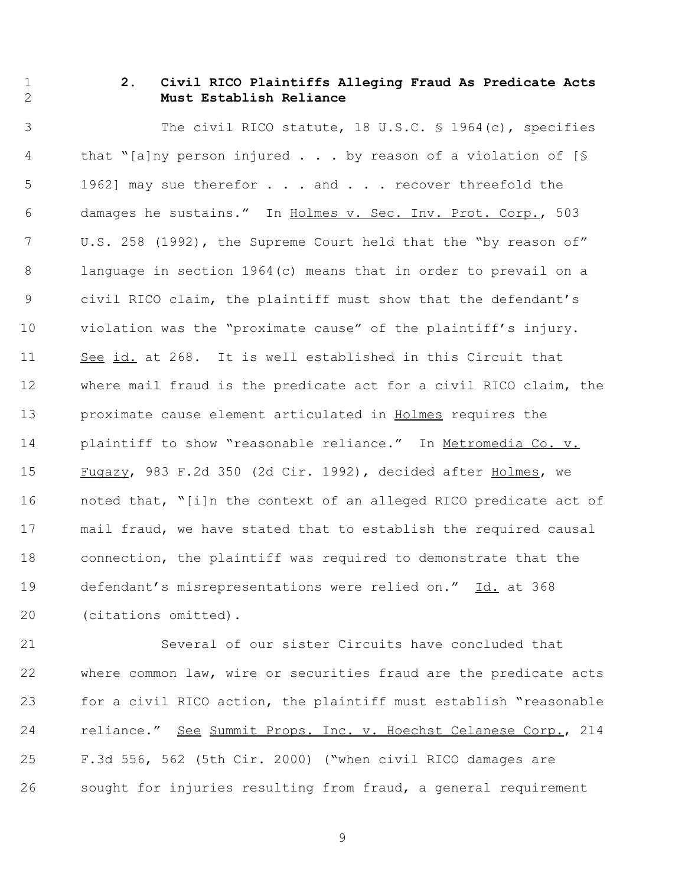### 2. Civil RICO Plaintiffs Alleging Fraud As Predicate Acts Must Establish Reliance

The civil RICO statute, 18 U.S.C. § 1964(c), specifies that "[a]ny person injured . . . by reason of a violation of [§ 1962] may sue therefor . . . and . . . recover threefold the damages he sustains." In Holmes v. Sec. Inv. Prot. Corp., 503 U.S. 258 (1992), the Supreme Court held that the "by reason of" language in section 1964(c) means that in order to prevail on a civil RICO claim, the plaintiff must show that the defendant's violation was the "proximate cause" of the plaintiff's injury. See id. at 268. It is well established in this Circuit that where mail fraud is the predicate act for a civil RICO claim, the proximate cause element articulated in Holmes requires the plaintiff to show "reasonable reliance." In Metromedia Co. v. Fugazy, 983 F.2d 350 (2d Cir. 1992), decided after Holmes, we noted that, "[i]n the context of an alleged RICO predicate act of mail fraud, we have stated that to establish the required causal connection, the plaintiff was required to demonstrate that the defendant's misrepresentations were relied on." Id. at 368 (citations omitted).

Several of our sister Circuits have concluded that where common law, wire or securities fraud are the predicate acts for a civil RICO action, the plaintiff must establish "reasonable reliance." See Summit Props. Inc. v. Hoechst Celanese Corp., 214 F.3d 556, 562 (5th Cir. 2000) ("when civil RICO damages are sought for injuries resulting from fraud, a general requirement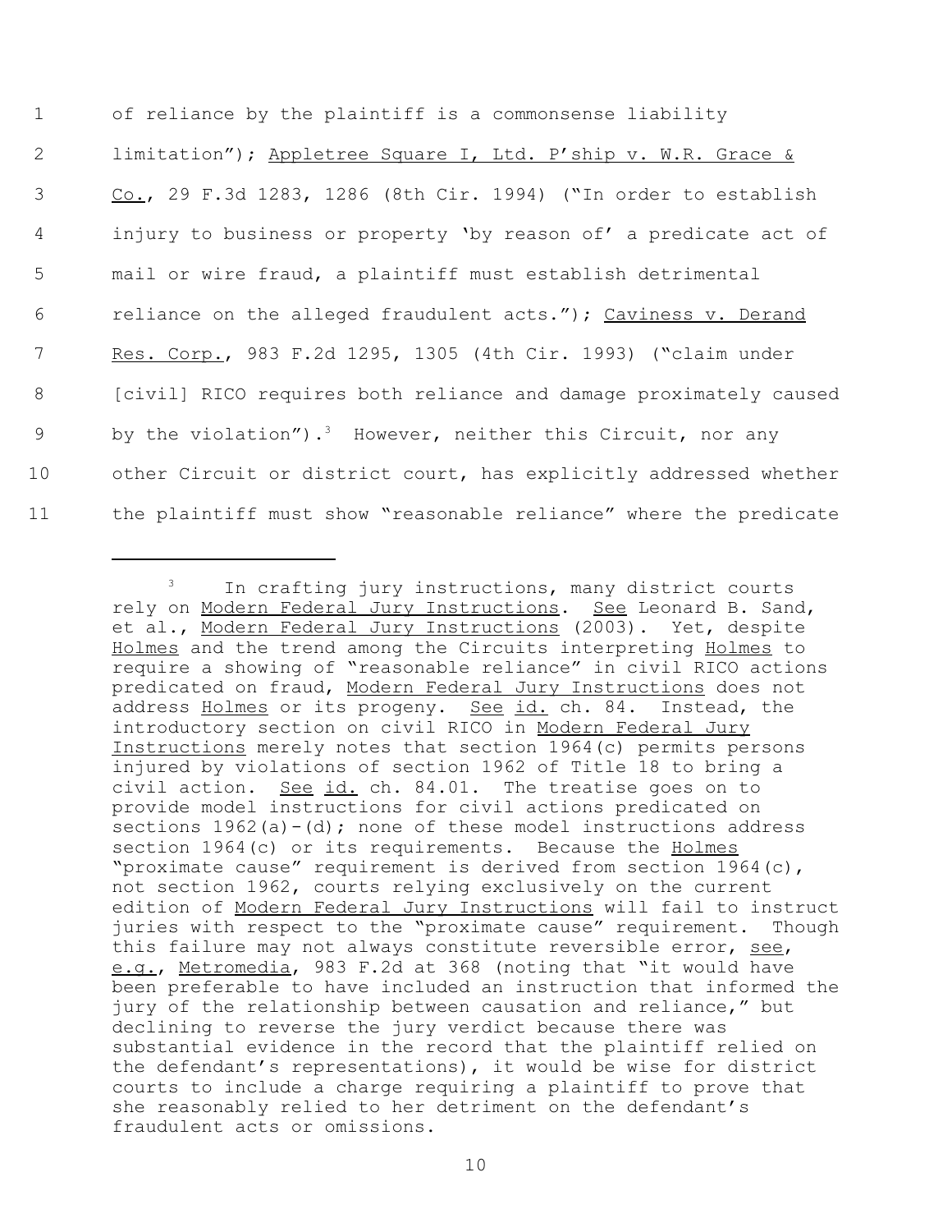of reliance by the plaintiff is a commonsense liability limitation"); Appletree Square I, Ltd. P'ship v. W.R. Grace & Co., 29 F.3d 1283, 1286 (8th Cir. 1994) ("In order to establish injury to business or property 'by reason of' a predicate act of mail or wire fraud, a plaintiff must establish detrimental reliance on the alleged fraudulent acts."); Caviness v. Derand Res. Corp., 983 F.2d 1295, 1305 (4th Cir. 1993) ("claim under [civil] RICO requires both reliance and damage proximately caused by the violation").[3] However, neither this Circuit, nor any other Circuit or district court, has explicitly addressed whether the plaintiff must show "reasonable reliance" where the predicate

---

[3] In crafting jury instructions, many district courts rely on Modern Federal Jury Instructions. See Leonard B. Sand, et al., Modern Federal Jury Instructions (2003). Yet, despite Holmes and the trend among the Circuits interpreting Holmes to require a showing of "reasonable reliance" in civil RICO actions predicated on fraud, Modern Federal Jury Instructions does not address Holmes or its progeny. See id. ch. 84. Instead, the introductory section on civil RICO in Modern Federal Jury Instructions merely notes that section 1964(c) permits persons injured by violations of section 1962 of Title 18 to bring a civil action. See id. ch. 84.01. The treatise goes on to provide model instructions for civil actions predicated on sections 1962(a)-(d); none of these model instructions address section 1964(c) or its requirements. Because the Holmes "proximate cause" requirement is derived from section 1964(c), not section 1962, courts relying exclusively on the current edition of Modern Federal Jury Instructions will fail to instruct juries with respect to the "proximate cause" requirement. Though this failure may not always constitute reversible error, see, e.g., Metromedia, 983 F.2d at 368 (noting that "it would have been preferable to have included an instruction that informed the jury of the relationship between causation and reliance," but declining to reverse the jury verdict because there was substantial evidence in the record that the plaintiff relied on the defendant's representations), it would be wise for district courts to include a charge requiring a plaintiff to prove that she reasonably relied to her detriment on the defendant's fraudulent acts or omissions.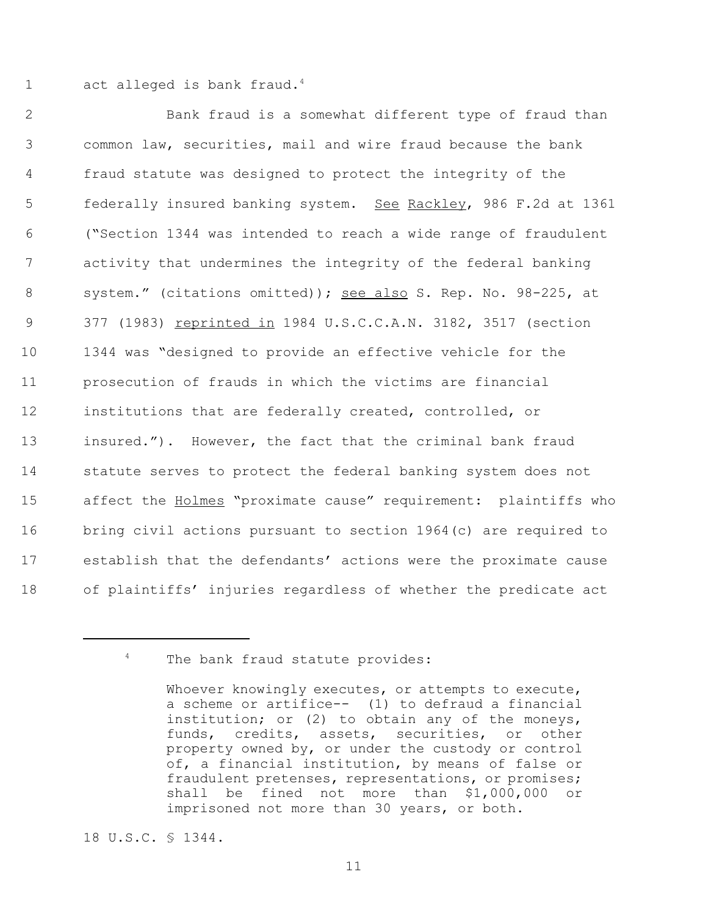act alleged is bank fraud.[4]

Bank fraud is a somewhat different type of fraud than common law, securities, mail and wire fraud because the bank fraud statute was designed to protect the integrity of the federally insured banking system. See Rackley, 986 F.2d at 1361 ("Section 1344 was intended to reach a wide range of fraudulent activity that undermines the integrity of the federal banking system." (citations omitted)); see also S. Rep. No. 98-225, at 377 (1983) reprinted in 1984 U.S.C.C.A.N. 3182, 3517 (section 1344 was "designed to provide an effective vehicle for the prosecution of frauds in which the victims are financial institutions that are federally created, controlled, or insured."). However, the fact that the criminal bank fraud statute serves to protect the federal banking system does not affect the Holmes "proximate cause" requirement: plaintiffs who bring civil actions pursuant to section 1964(c) are required to establish that the defendants' actions were the proximate cause of plaintiffs' injuries regardless of whether the predicate act

---

[4] The bank fraud statute provides:

> Whoever knowingly executes, or attempts to execute, a scheme or artifice-- (1) to defraud a financial institution; or (2) to obtain any of the moneys, funds, credits, assets, securities, or other property owned by, or under the custody or control of, a financial institution, by means of false or fraudulent pretenses, representations, or promises; shall be fined not more than $1,000,000 or imprisoned not more than 30 years, or both.

18 U.S.C. § 1344.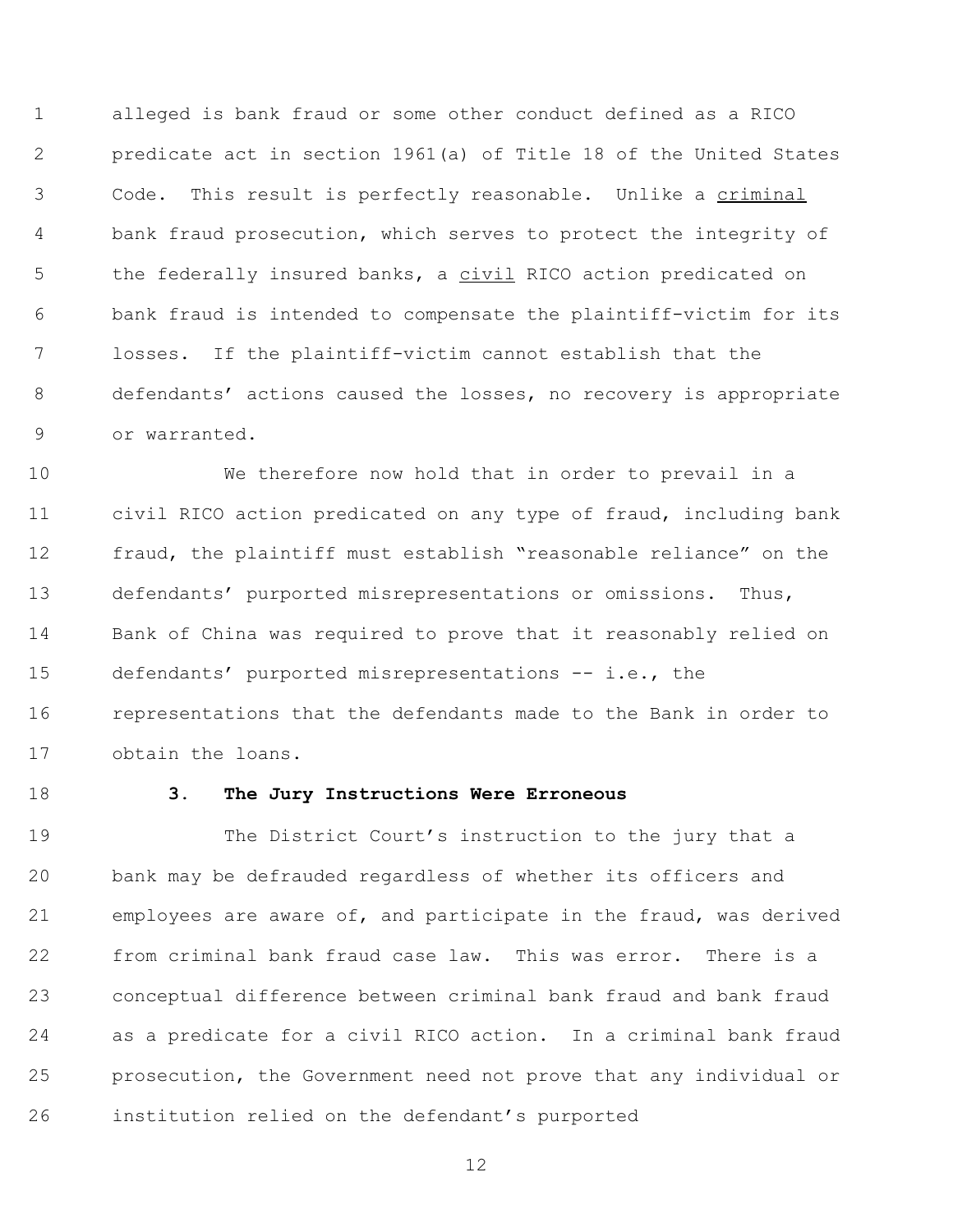alleged is bank fraud or some other conduct defined as a RICO predicate act in section 1961(a) of Title 18 of the United States Code. This result is perfectly reasonable. Unlike a criminal bank fraud prosecution, which serves to protect the integrity of the federally insured banks, a civil RICO action predicated on bank fraud is intended to compensate the plaintiff-victim for its losses. If the plaintiff-victim cannot establish that the defendants' actions caused the losses, no recovery is appropriate or warranted.

We therefore now hold that in order to prevail in a civil RICO action predicated on any type of fraud, including bank fraud, the plaintiff must establish "reasonable reliance" on the defendants' purported misrepresentations or omissions. Thus, Bank of China was required to prove that it reasonably relied on defendants' purported misrepresentations -- i.e., the representations that the defendants made to the Bank in order to obtain the loans.

### 3. The Jury Instructions Were Erroneous

The District Court's instruction to the jury that a bank may be defrauded regardless of whether its officers and employees are aware of, and participate in the fraud, was derived from criminal bank fraud case law. This was error. There is a conceptual difference between criminal bank fraud and bank fraud as a predicate for a civil RICO action. In a criminal bank fraud prosecution, the Government need not prove that any individual or institution relied on the defendant's purported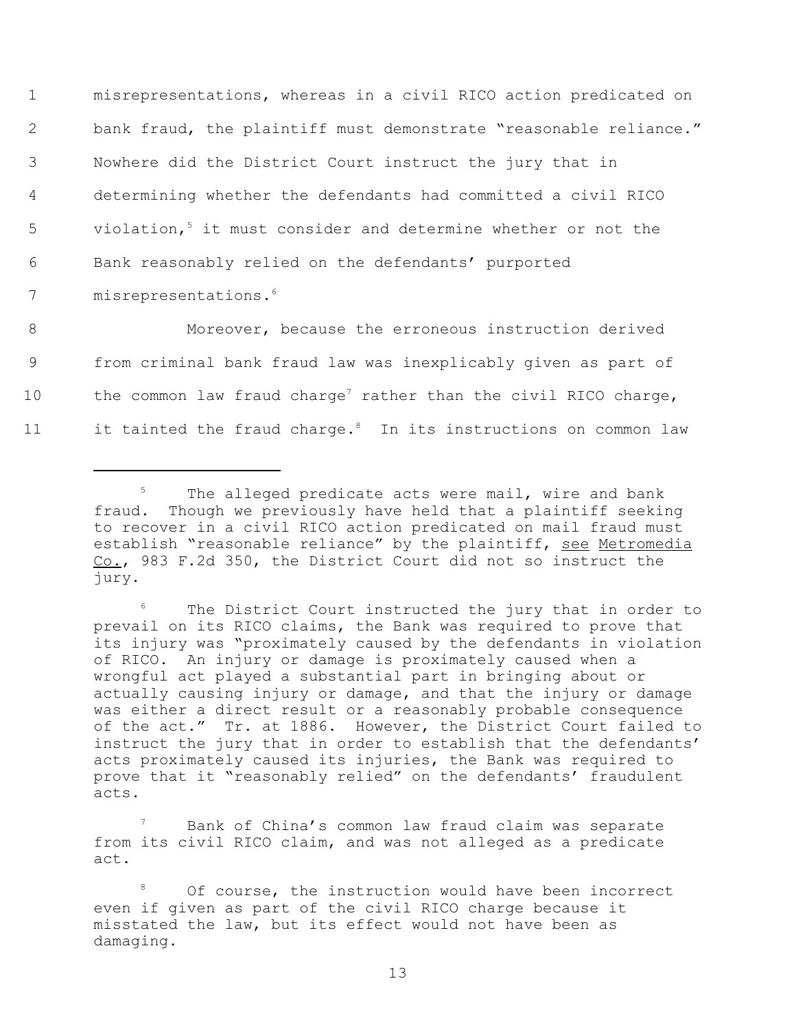misrepresentations, whereas in a civil RICO action predicated on bank fraud, the plaintiff must demonstrate "reasonable reliance." Nowhere did the District Court instruct the jury that in determining whether the defendants had committed a civil RICO violation,[5] it must consider and determine whether or not the Bank reasonably relied on the defendants' purported misrepresentations.[6]

Moreover, because the erroneous instruction derived from criminal bank fraud law was inexplicably given as part of the common law fraud charge[7] rather than the civil RICO charge, it tainted the fraud charge.[8] In its instructions on common law

---

[5] The alleged predicate acts were mail, wire and bank fraud. Though we previously have held that a plaintiff seeking to recover in a civil RICO action predicated on mail fraud must establish "reasonable reliance" by the plaintiff, see Metromedia Co., 983 F.2d 350, the District Court did not so instruct the jury.

[6] The District Court instructed the jury that in order to prevail on its RICO claims, the Bank was required to prove that its injury was "proximately caused by the defendants in violation of RICO. An injury or damage is proximately caused when a wrongful act played a substantial part in bringing about or actually causing injury or damage, and that the injury or damage was either a direct result or a reasonably probable consequence of the act." Tr. at 1886. However, the District Court failed to instruct the jury that in order to establish that the defendants' acts proximately caused its injuries, the Bank was required to prove that it "reasonably relied" on the defendants' fraudulent acts.

[7] Bank of China's common law fraud claim was separate from its civil RICO claim, and was not alleged as a predicate act.

[8] Of course, the instruction would have been incorrect even if given as part of the civil RICO charge because it misstated the law, but its effect would not have been as damaging.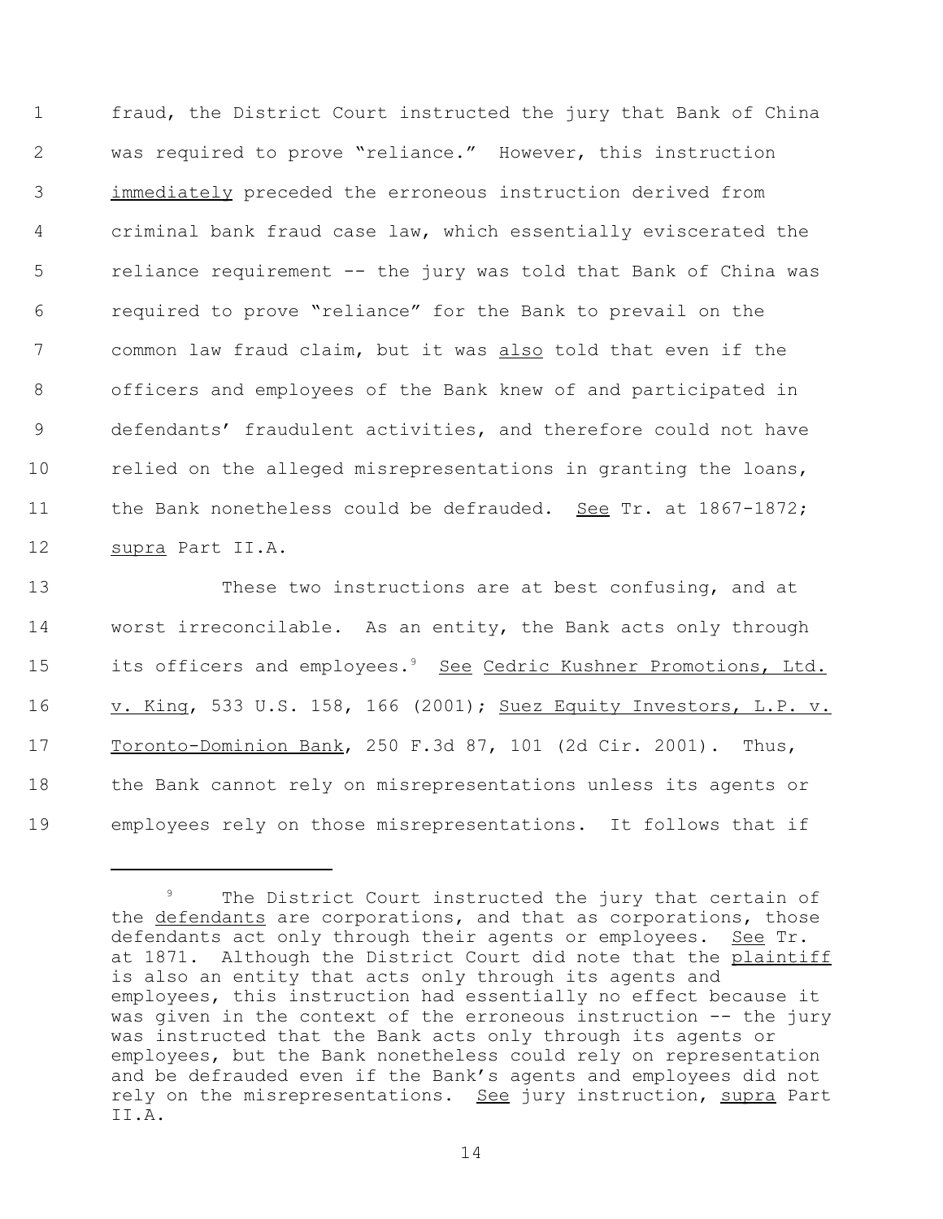fraud, the District Court instructed the jury that Bank of China was required to prove "reliance." However, this instruction immediately preceded the erroneous instruction derived from criminal bank fraud case law, which essentially eviscerated the reliance requirement -- the jury was told that Bank of China was required to prove "reliance" for the Bank to prevail on the common law fraud claim, but it was also told that even if the officers and employees of the Bank knew of and participated in defendants' fraudulent activities, and therefore could not have relied on the alleged misrepresentations in granting the loans, the Bank nonetheless could be defrauded. See Tr. at 1867-1872; supra Part II.A.

These two instructions are at best confusing, and at worst irreconcilable. As an entity, the Bank acts only through its officers and employees.[9] See Cedric Kushner Promotions, Ltd. v. King, 533 U.S. 158, 166 (2001); Suez Equity Investors, L.P. v. Toronto-Dominion Bank, 250 F.3d 87, 101 (2d Cir. 2001). Thus, the Bank cannot rely on misrepresentations unless its agents or employees rely on those misrepresentations. It follows that if

---

[9] The District Court instructed the jury that certain of the defendants are corporations, and that as corporations, those defendants act only through their agents or employees. See Tr. at 1871. Although the District Court did note that the plaintiff is also an entity that acts only through its agents and employees, this instruction had essentially no effect because it was given in the context of the erroneous instruction -- the jury was instructed that the Bank acts only through its agents or employees, but the Bank nonetheless could rely on representation and be defrauded even if the Bank's agents and employees did not rely on the misrepresentations. See jury instruction, supra Part II.A.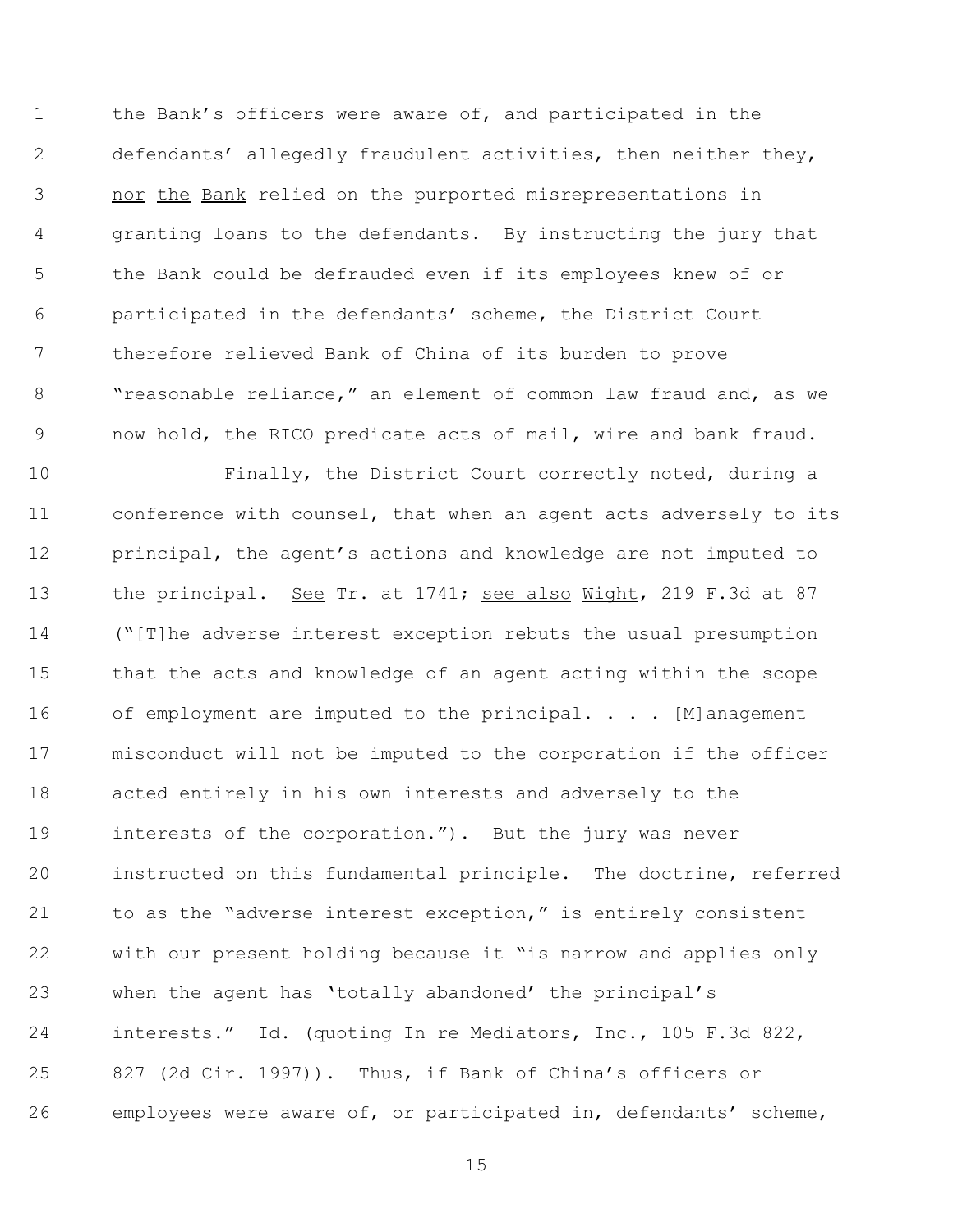the Bank's officers were aware of, and participated in the defendants' allegedly fraudulent activities, then neither they, <u>nor</u> <u>the</u> <u>Bank</u> relied on the purported misrepresentations in granting loans to the defendants. By instructing the jury that the Bank could be defrauded even if its employees knew of or participated in the defendants' scheme, the District Court therefore relieved Bank of China of its burden to prove "reasonable reliance," an element of common law fraud and, as we now hold, the RICO predicate acts of mail, wire and bank fraud.

Finally, the District Court correctly noted, during a conference with counsel, that when an agent acts adversely to its principal, the agent's actions and knowledge are not imputed to the principal. <u>See</u> Tr. at 1741; <u>see also</u> <u>Wight</u>, 219 F.3d at 87 ("[T]he adverse interest exception rebuts the usual presumption that the acts and knowledge of an agent acting within the scope of employment are imputed to the principal. . . . [M]anagement misconduct will not be imputed to the corporation if the officer acted entirely in his own interests and adversely to the interests of the corporation."). But the jury was never instructed on this fundamental principle. The doctrine, referred to as the "adverse interest exception," is entirely consistent with our present holding because it "is narrow and applies only when the agent has 'totally abandoned' the principal's interests." <u>Id.</u> (quoting <u>In re Mediators, Inc.</u>, 105 F.3d 822, 827 (2d Cir. 1997)). Thus, if Bank of China's officers or employees were aware of, or participated in, defendants' scheme,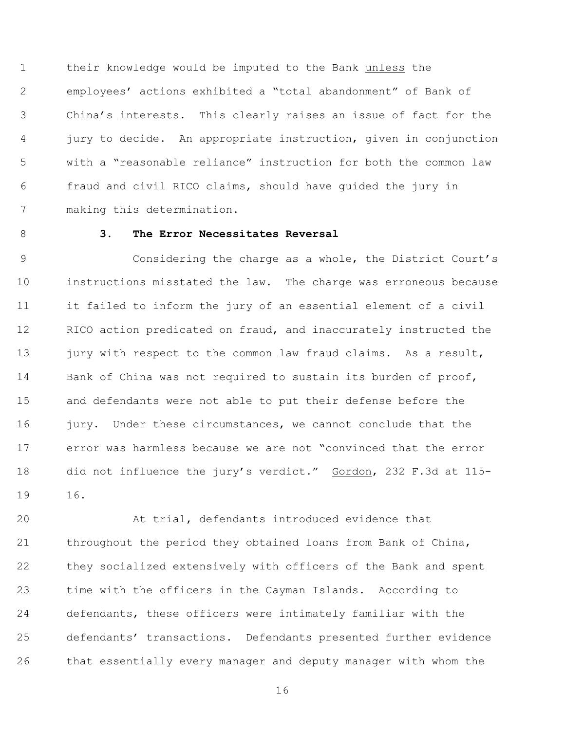their knowledge would be imputed to the Bank unless the employees' actions exhibited a "total abandonment" of Bank of China's interests. This clearly raises an issue of fact for the jury to decide. An appropriate instruction, given in conjunction with a "reasonable reliance" instruction for both the common law fraud and civil RICO claims, should have guided the jury in making this determination.

### 3. The Error Necessitates Reversal

Considering the charge as a whole, the District Court's instructions misstated the law. The charge was erroneous because it failed to inform the jury of an essential element of a civil RICO action predicated on fraud, and inaccurately instructed the jury with respect to the common law fraud claims. As a result, Bank of China was not required to sustain its burden of proof, and defendants were not able to put their defense before the jury. Under these circumstances, we cannot conclude that the error was harmless because we are not "convinced that the error did not influence the jury's verdict." Gordon, 232 F.3d at 115-16.

At trial, defendants introduced evidence that throughout the period they obtained loans from Bank of China, they socialized extensively with officers of the Bank and spent time with the officers in the Cayman Islands. According to defendants, these officers were intimately familiar with the defendants' transactions. Defendants presented further evidence that essentially every manager and deputy manager with whom the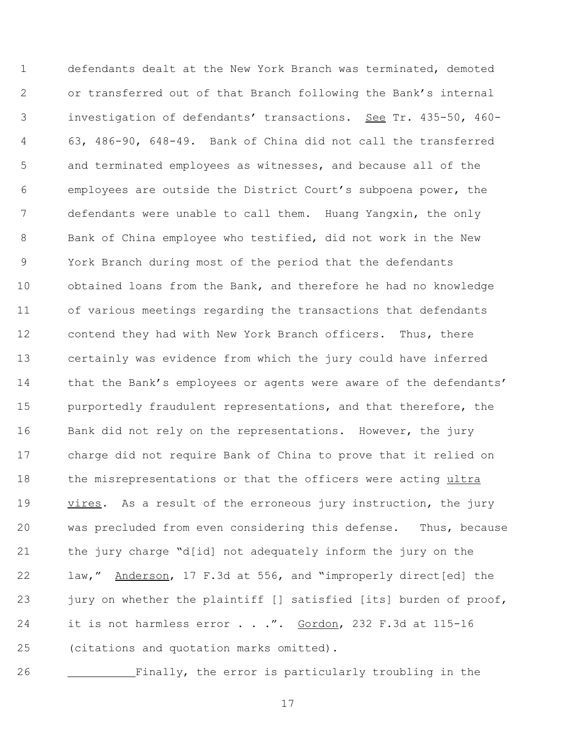defendants dealt at the New York Branch was terminated, demoted or transferred out of that Branch following the Bank's internal investigation of defendants' transactions. _See_ Tr. 435-50, 460-63, 486-90, 648-49. Bank of China did not call the transferred and terminated employees as witnesses, and because all of the employees are outside the District Court's subpoena power, the defendants were unable to call them. Huang Yangxin, the only Bank of China employee who testified, did not work in the New York Branch during most of the period that the defendants obtained loans from the Bank, and therefore he had no knowledge of various meetings regarding the transactions that defendants contend they had with New York Branch officers. Thus, there certainly was evidence from which the jury could have inferred that the Bank's employees or agents were aware of the defendants' purportedly fraudulent representations, and that therefore, the Bank did not rely on the representations. However, the jury charge did not require Bank of China to prove that it relied on the misrepresentations or that the officers were acting _ultra vires_. As a result of the erroneous jury instruction, the jury was precluded from even considering this defense. Thus, because the jury charge "d[id] not adequately inform the jury on the law," _Anderson_, 17 F.3d at 556, and "improperly direct[ed] the jury on whether the plaintiff [] satisfied [its] burden of proof, it is not harmless error . . .". _Gordon_, 232 F.3d at 115-16 (citations and quotation marks omitted).

Finally, the error is particularly troubling in the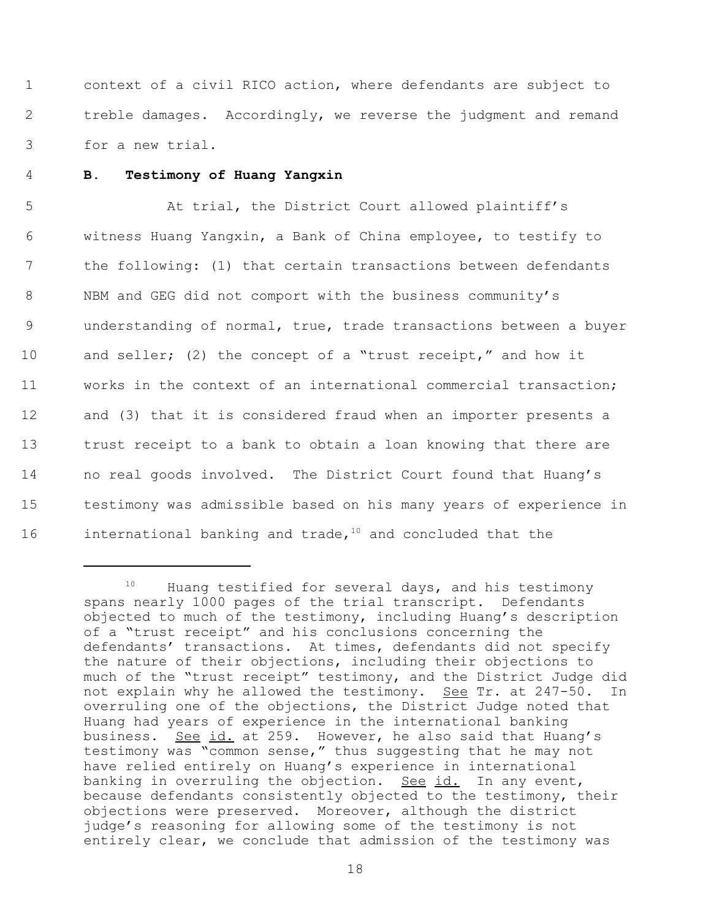context of a civil RICO action, where defendants are subject to treble damages. Accordingly, we reverse the judgment and remand for a new trial.

### B. Testimony of Huang Yangxin

At trial, the District Court allowed plaintiff's witness Huang Yangxin, a Bank of China employee, to testify to the following: (1) that certain transactions between defendants NBM and GEG did not comport with the business community's understanding of normal, true, trade transactions between a buyer and seller; (2) the concept of a "trust receipt," and how it works in the context of an international commercial transaction; and (3) that it is considered fraud when an importer presents a trust receipt to a bank to obtain a loan knowing that there are no real goods involved. The District Court found that Huang's testimony was admissible based on his many years of experience in international banking and trade,[10] and concluded that the

[10] Huang testified for several days, and his testimony spans nearly 1000 pages of the trial transcript. Defendants objected to much of the testimony, including Huang's description of a "trust receipt" and his conclusions concerning the defendants' transactions. At times, defendants did not specify the nature of their objections, including their objections to much of the "trust receipt" testimony, and the District Judge did not explain why he allowed the testimony. See Tr. at 247-50. In overruling one of the objections, the District Judge noted that Huang had years of experience in the international banking business. See id. at 259. However, he also said that Huang's testimony was "common sense," thus suggesting that he may not have relied entirely on Huang's experience in international banking in overruling the objection. See id. In any event, because defendants consistently objected to the testimony, their objections were preserved. Moreover, although the district judge's reasoning for allowing some of the testimony is not entirely clear, we conclude that admission of the testimony was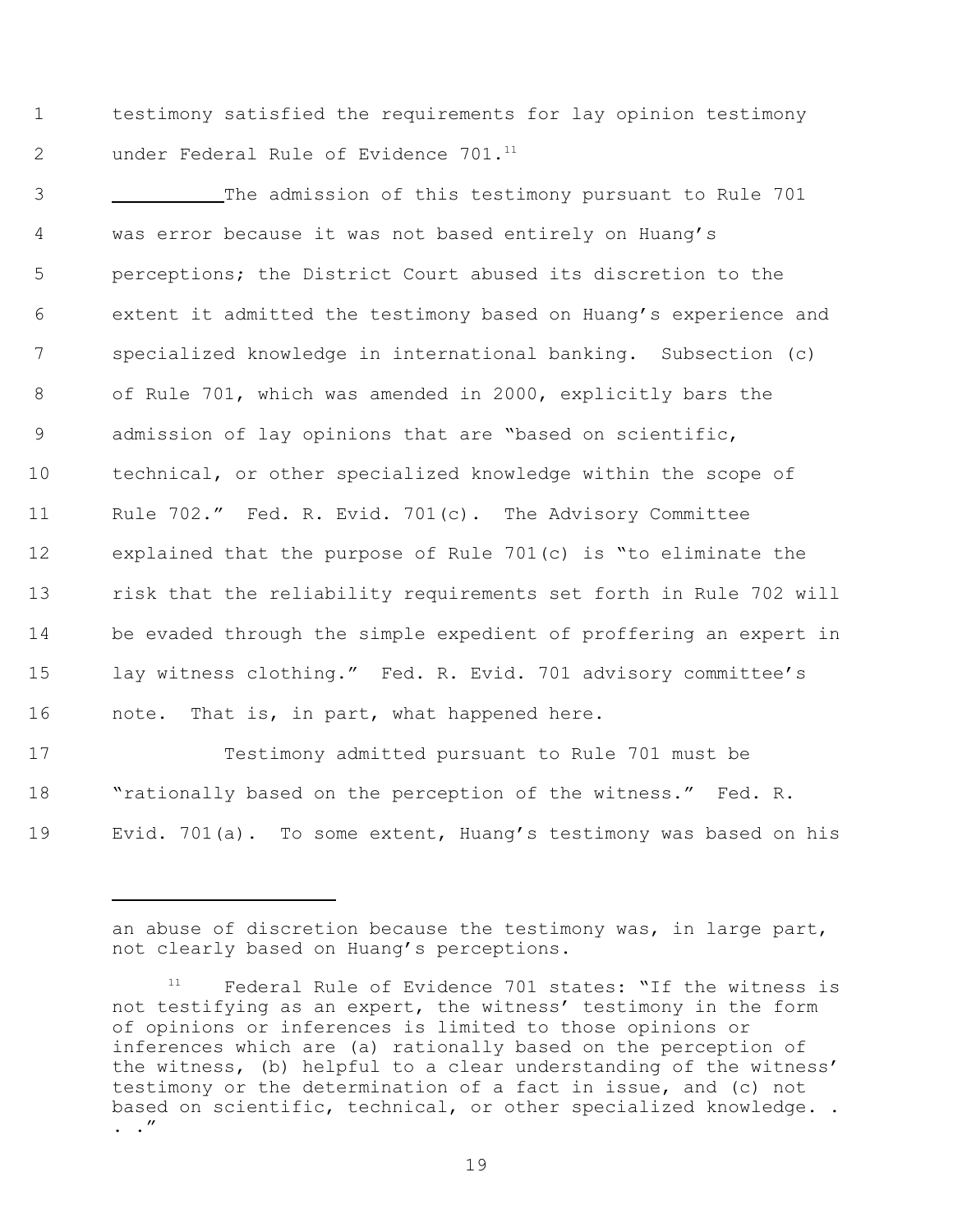testimony satisfied the requirements for lay opinion testimony under Federal Rule of Evidence 701.[11]

The admission of this testimony pursuant to Rule 701 was error because it was not based entirely on Huang's perceptions; the District Court abused its discretion to the extent it admitted the testimony based on Huang's experience and specialized knowledge in international banking. Subsection (c) of Rule 701, which was amended in 2000, explicitly bars the admission of lay opinions that are "based on scientific, technical, or other specialized knowledge within the scope of Rule 702." Fed. R. Evid. 701(c). The Advisory Committee explained that the purpose of Rule 701(c) is "to eliminate the risk that the reliability requirements set forth in Rule 702 will be evaded through the simple expedient of proffering an expert in lay witness clothing." Fed. R. Evid. 701 advisory committee's note. That is, in part, what happened here.

Testimony admitted pursuant to Rule 701 must be "rationally based on the perception of the witness." Fed. R. Evid. 701(a). To some extent, Huang's testimony was based on his

---

an abuse of discretion because the testimony was, in large part, not clearly based on Huang's perceptions.

[11] Federal Rule of Evidence 701 states: "If the witness is not testifying as an expert, the witness' testimony in the form of opinions or inferences is limited to those opinions or inferences which are (a) rationally based on the perception of the witness, (b) helpful to a clear understanding of the witness' testimony or the determination of a fact in issue, and (c) not based on scientific, technical, or other specialized knowledge. . . ."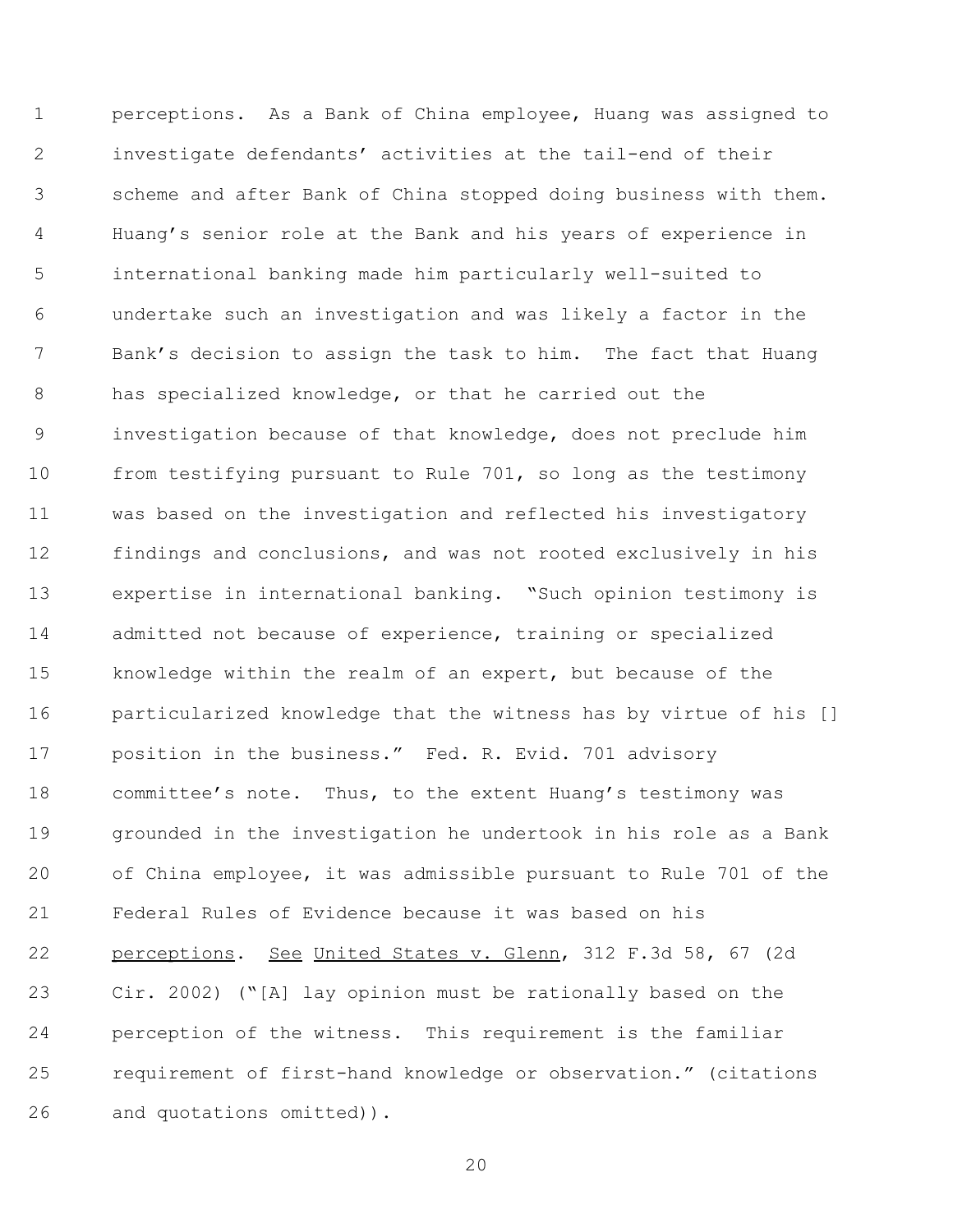perceptions. As a Bank of China employee, Huang was assigned to investigate defendants' activities at the tail-end of their scheme and after Bank of China stopped doing business with them. Huang's senior role at the Bank and his years of experience in international banking made him particularly well-suited to undertake such an investigation and was likely a factor in the Bank's decision to assign the task to him. The fact that Huang has specialized knowledge, or that he carried out the investigation because of that knowledge, does not preclude him from testifying pursuant to Rule 701, so long as the testimony was based on the investigation and reflected his investigatory findings and conclusions, and was not rooted exclusively in his expertise in international banking. "Such opinion testimony is admitted not because of experience, training or specialized knowledge within the realm of an expert, but because of the particularized knowledge that the witness has by virtue of his [] position in the business." Fed. R. Evid. 701 advisory committee's note. Thus, to the extent Huang's testimony was grounded in the investigation he undertook in his role as a Bank of China employee, it was admissible pursuant to Rule 701 of the Federal Rules of Evidence because it was based on his perceptions. See United States v. Glenn, 312 F.3d 58, 67 (2d Cir. 2002) ("[A] lay opinion must be rationally based on the perception of the witness. This requirement is the familiar requirement of first-hand knowledge or observation." (citations and quotations omitted)).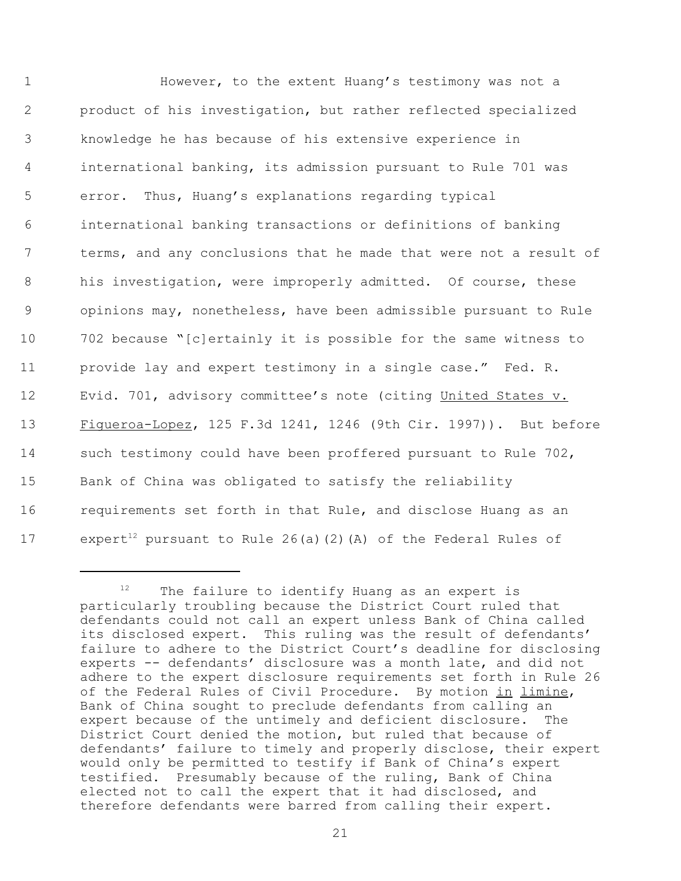However, to the extent Huang's testimony was not a product of his investigation, but rather reflected specialized knowledge he has because of his extensive experience in international banking, its admission pursuant to Rule 701 was error. Thus, Huang's explanations regarding typical international banking transactions or definitions of banking terms, and any conclusions that he made that were not a result of his investigation, were improperly admitted. Of course, these opinions may, nonetheless, have been admissible pursuant to Rule 702 because "[c]ertainly it is possible for the same witness to provide lay and expert testimony in a single case." Fed. R. Evid. 701, advisory committee's note (citing United States v. Figueroa-Lopez, 125 F.3d 1241, 1246 (9th Cir. 1997)). But before such testimony could have been proffered pursuant to Rule 702, Bank of China was obligated to satisfy the reliability requirements set forth in that Rule, and disclose Huang as an expert[12] pursuant to Rule 26(a)(2)(A) of the Federal Rules of

---

[12] The failure to identify Huang as an expert is particularly troubling because the District Court ruled that defendants could not call an expert unless Bank of China called its disclosed expert. This ruling was the result of defendants' failure to adhere to the District Court's deadline for disclosing experts -- defendants' disclosure was a month late, and did not adhere to the expert disclosure requirements set forth in Rule 26 of the Federal Rules of Civil Procedure. By motion in limine, Bank of China sought to preclude defendants from calling an expert because of the untimely and deficient disclosure. The District Court denied the motion, but ruled that because of defendants' failure to timely and properly disclose, their expert would only be permitted to testify if Bank of China's expert testified. Presumably because of the ruling, Bank of China elected not to call the expert that it had disclosed, and therefore defendants were barred from calling their expert.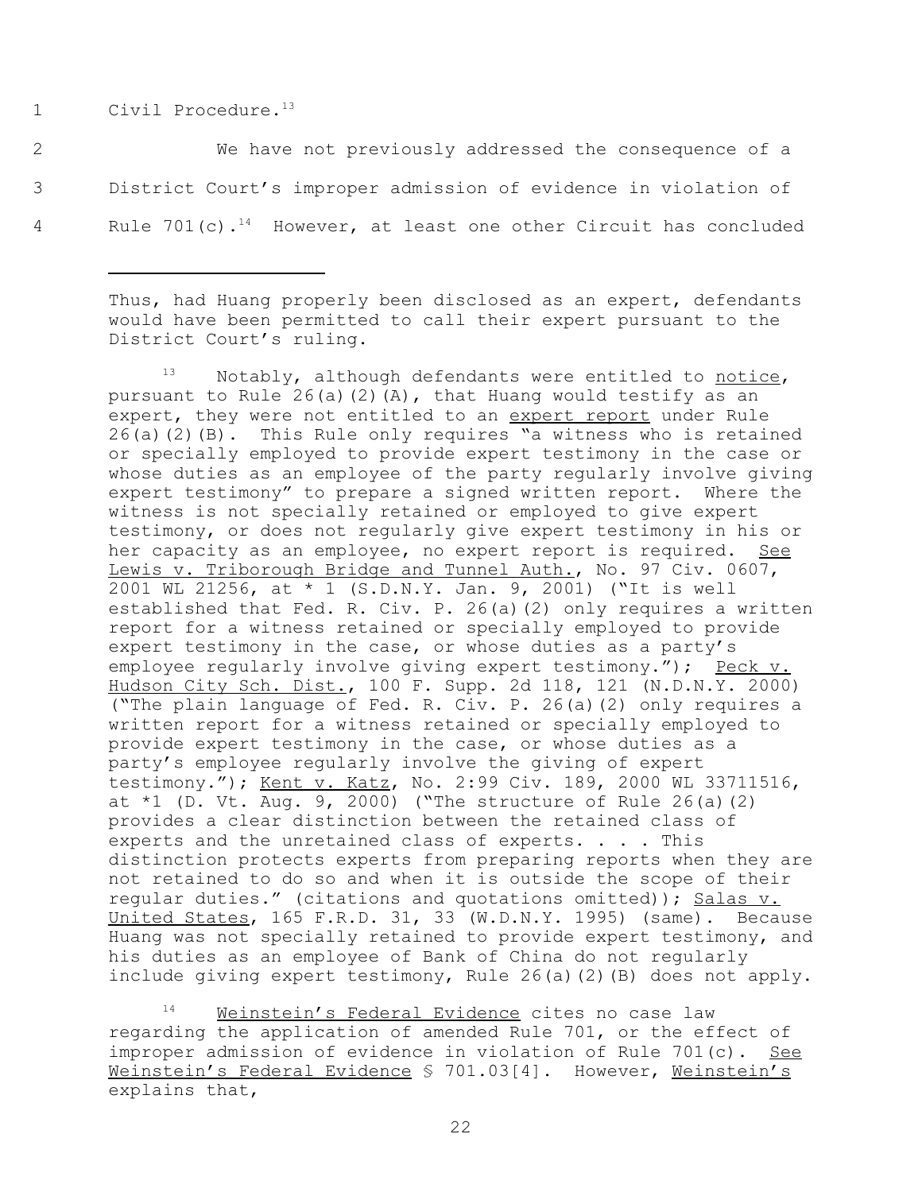Civil Procedure.[13]

We have not previously addressed the consequence of a District Court's improper admission of evidence in violation of Rule 701(c).[14] However, at least one other Circuit has concluded

---

Thus, had Huang properly been disclosed as an expert, defendants would have been permitted to call their expert pursuant to the District Court's ruling.

[13] Notably, although defendants were entitled to notice, pursuant to Rule 26(a)(2)(A), that Huang would testify as an expert, they were not entitled to an expert report under Rule 26(a)(2)(B). This Rule only requires "a witness who is retained or specially employed to provide expert testimony in the case or whose duties as an employee of the party regularly involve giving expert testimony" to prepare a signed written report. Where the witness is not specially retained or employed to give expert testimony, or does not regularly give expert testimony in his or her capacity as an employee, no expert report is required. See Lewis v. Triborough Bridge and Tunnel Auth., No. 97 Civ. 0607, 2001 WL 21256, at * 1 (S.D.N.Y. Jan. 9, 2001) ("It is well established that Fed. R. Civ. P. 26(a)(2) only requires a written report for a witness retained or specially employed to provide expert testimony in the case, or whose duties as a party's employee regularly involve giving expert testimony."); Peck v. Hudson City Sch. Dist., 100 F. Supp. 2d 118, 121 (N.D.N.Y. 2000) ("The plain language of Fed. R. Civ. P. 26(a)(2) only requires a written report for a witness retained or specially employed to provide expert testimony in the case, or whose duties as a party's employee regularly involve the giving of expert testimony."); Kent v. Katz, No. 2:99 Civ. 189, 2000 WL 33711516, at *1 (D. Vt. Aug. 9, 2000) ("The structure of Rule 26(a)(2) provides a clear distinction between the retained class of experts and the unretained class of experts. . . . This distinction protects experts from preparing reports when they are not retained to do so and when it is outside the scope of their regular duties." (citations and quotations omitted)); Salas v. United States, 165 F.R.D. 31, 33 (W.D.N.Y. 1995) (same). Because Huang was not specially retained to provide expert testimony, and his duties as an employee of Bank of China do not regularly include giving expert testimony, Rule 26(a)(2)(B) does not apply.

[14] Weinstein's Federal Evidence cites no case law regarding the application of amended Rule 701, or the effect of improper admission of evidence in violation of Rule 701(c). See Weinstein's Federal Evidence § 701.03[4]. However, Weinstein's explains that,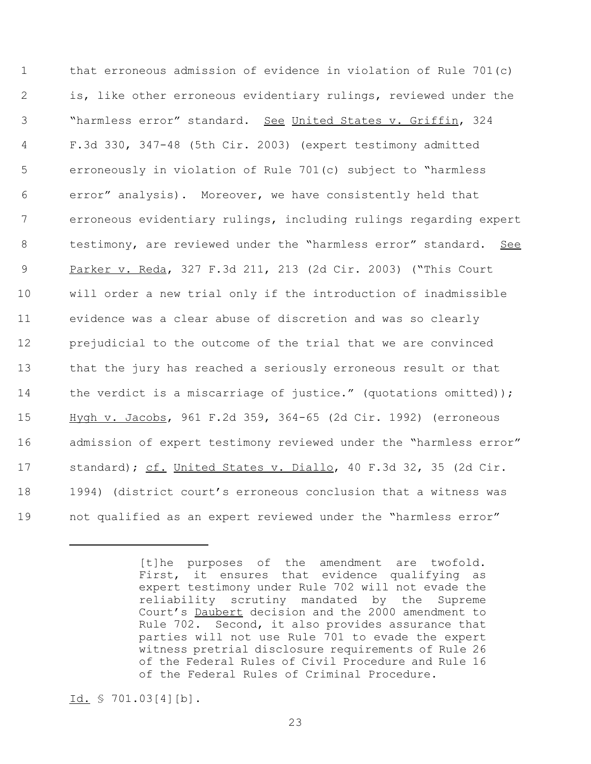that erroneous admission of evidence in violation of Rule 701(c) is, like other erroneous evidentiary rulings, reviewed under the "harmless error" standard. See United States v. Griffin, 324 F.3d 330, 347-48 (5th Cir. 2003) (expert testimony admitted erroneously in violation of Rule 701(c) subject to "harmless error" analysis). Moreover, we have consistently held that erroneous evidentiary rulings, including rulings regarding expert testimony, are reviewed under the "harmless error" standard. See Parker v. Reda, 327 F.3d 211, 213 (2d Cir. 2003) ("This Court will order a new trial only if the introduction of inadmissible evidence was a clear abuse of discretion and was so clearly prejudicial to the outcome of the trial that we are convinced that the jury has reached a seriously erroneous result or that the verdict is a miscarriage of justice." (quotations omitted)); Hygh v. Jacobs, 961 F.2d 359, 364-65 (2d Cir. 1992) (erroneous admission of expert testimony reviewed under the "harmless error" standard); cf. United States v. Diallo, 40 F.3d 32, 35 (2d Cir. 1994) (district court's erroneous conclusion that a witness was not qualified as an expert reviewed under the "harmless error"

---

> [t]he purposes of the amendment are twofold. First, it ensures that evidence qualifying as expert testimony under Rule 702 will not evade the reliability scrutiny mandated by the Supreme Court's Daubert decision and the 2000 amendment to Rule 702. Second, it also provides assurance that parties will not use Rule 701 to evade the expert witness pretrial disclosure requirements of Rule 26 of the Federal Rules of Civil Procedure and Rule 16 of the Federal Rules of Criminal Procedure.

Id. § 701.03[4][b].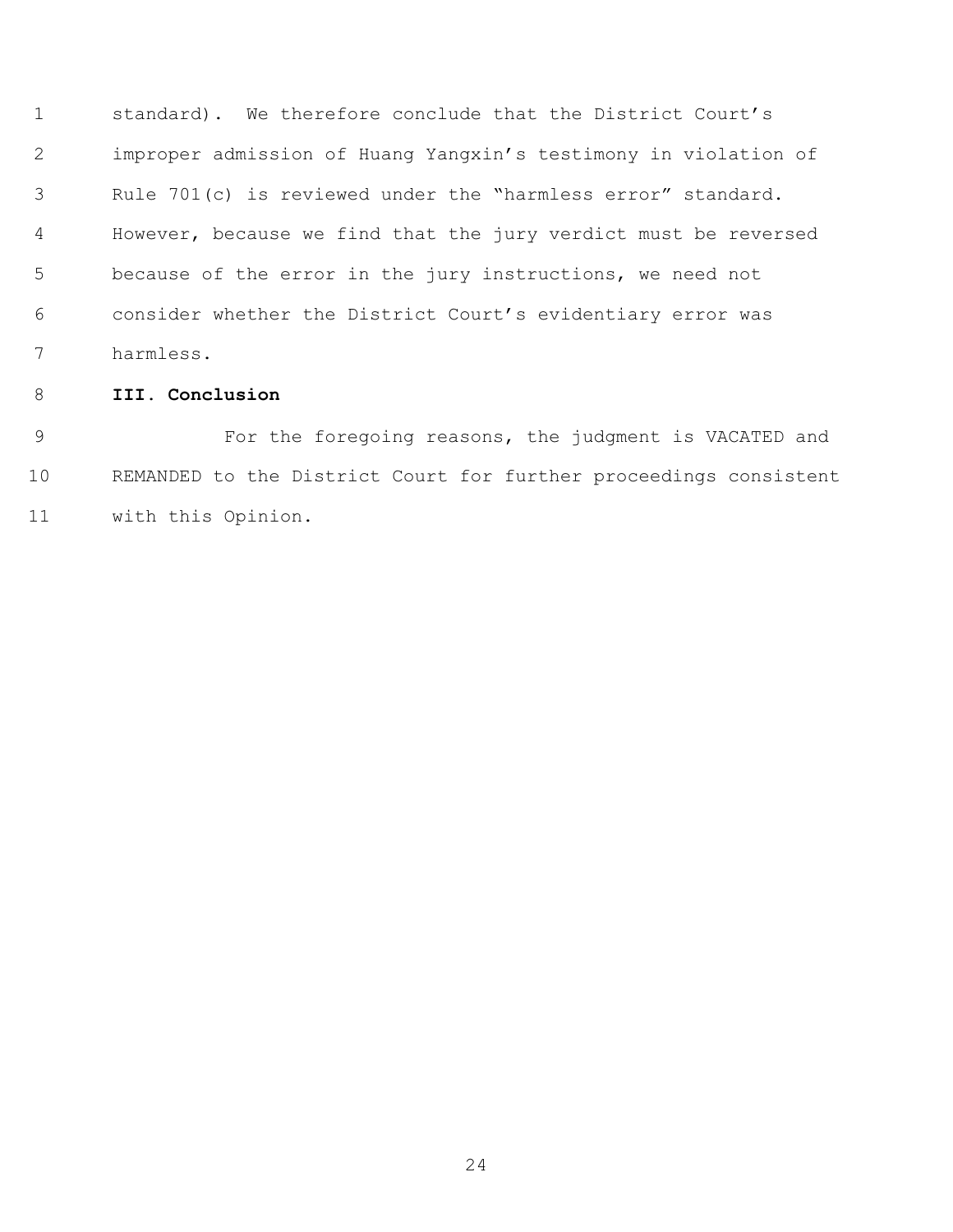standard). We therefore conclude that the District Court's improper admission of Huang Yangxin's testimony in violation of Rule 701(c) is reviewed under the "harmless error" standard. However, because we find that the jury verdict must be reversed because of the error in the jury instructions, we need not consider whether the District Court's evidentiary error was harmless.

**III. Conclusion**

For the foregoing reasons, the judgment is VACATED and REMANDED to the District Court for further proceedings consistent with this Opinion.